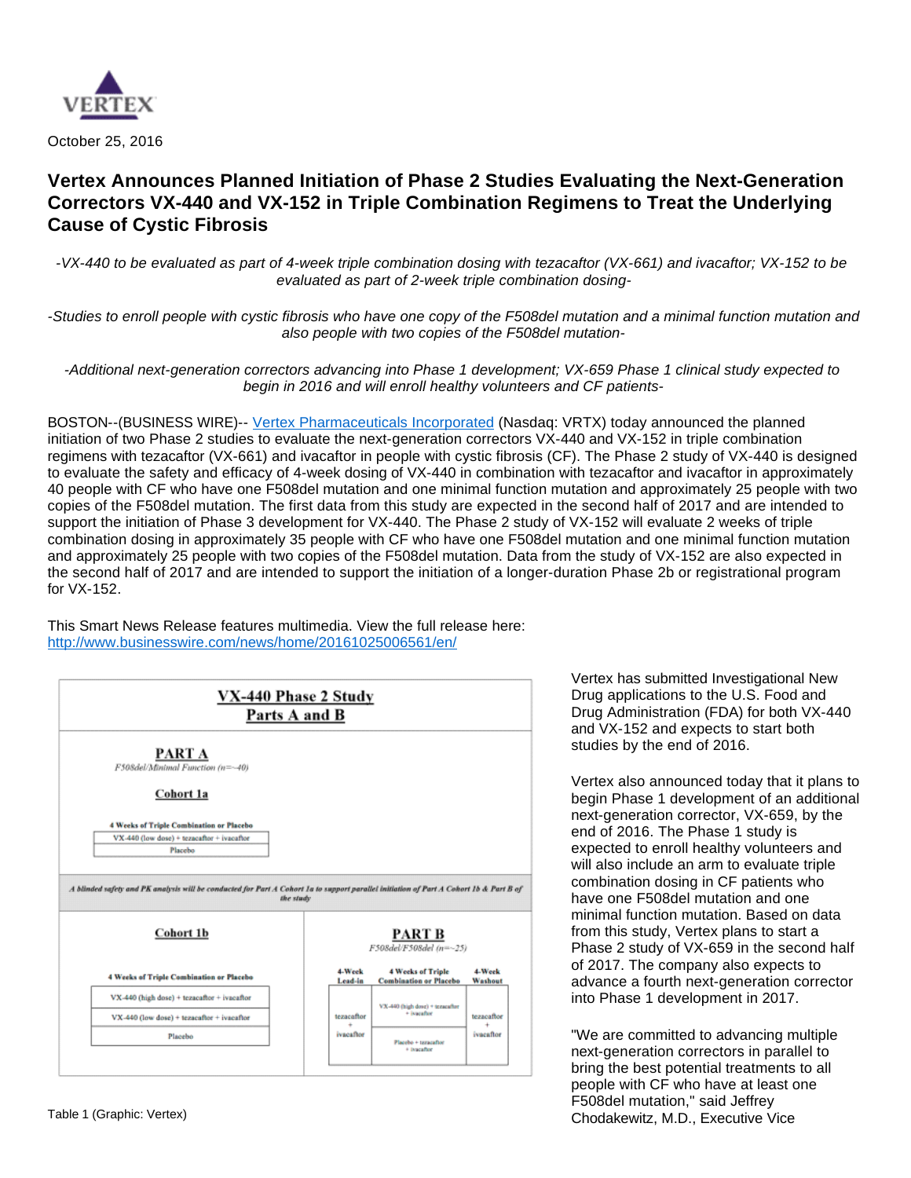VERTEX

October 25, 2016

# Vertex Announces Planned Initiation of Phase 2 Studies Evaluating the Next-Generation Correctors VX-440 and VX-152 in Triple Combination Regimens to Treat the Underlying Cause of Cystic Fibrosis

*-VX-440 to be evaluated as part of 4-week triple combination dosing with tezacaftor (VX-661) and ivacaftor; VX-152 to be evaluated as part of 2-week triple combination dosing-*

*-Studies to enroll people with cystic fibrosis who have one copy of the F508del mutation and a minimal function mutation and also people with two copies of the F508del mutation-*

*-Additional next-generation correctors advancing into Phase 1 development; VX-659 Phase 1 clinical study expected to begin in 2016 and will enroll healthy volunteers and CF patients-*

BOSTON--(BUSINESS WIRE)-- [Vertex Pharmaceuticals Incorporated](#) (Nasdaq: VRTX) today announced the planned initiation of two Phase 2 studies to evaluate the next-generation correctors VX-440 and VX-152 in triple combination regimens with tezacaftor (VX-661) and ivacaftor in people with cystic fibrosis (CF). The Phase 2 study of VX-440 is designed to evaluate the safety and efficacy of 4-week dosing of VX-440 in combination with tezacaftor and ivacaftor in approximately 40 people with CF who have one F508del mutation and one minimal function mutation and approximately 25 people with two copies of the F508del mutation. The first data from this study are expected in the second half of 2017 and are intended to support the initiation of Phase 3 development for VX-440. The Phase 2 study of VX-152 will evaluate 2 weeks of triple combination dosing in approximately 35 people with CF who have one F508del mutation and one minimal function mutation and approximately 25 people with two copies of the F508del mutation. Data from the study of VX-152 are also expected in the second half of 2017 and are intended to support the initiation of a longer-duration Phase 2b or registrational program for VX-152.

This Smart News Release features multimedia. View the full release here: http://www.businesswire.com/news/home/20161025006561/en/

**VX-440 Phase 2 Study**
**Parts A and B**

**PART A**
*F508del/Minimal Function (n=~40)*

**Cohort 1a**

| 4 Weeks of Triple Combination or Placebo |
|---|
| VX-440 (low dose) + tezacaftor + ivacaftor |
| Placebo |

*A blinded safety and PK analysis will be conducted for Part A Cohort 1a to support parallel initiation of Part A Cohort 1b & Part B of the study*

**Cohort 1b**

| 4 Weeks of Triple Combination or Placebo |
|---|
| VX-440 (high dose) + tezacaftor + ivacaftor |
| VX-440 (low dose) + tezacaftor + ivacaftor |
| Placebo |

**PART B**
*F508del/F508del (n=~25)*

| 4-Week Lead-in | 4 Weeks of Triple Combination or Placebo | 4-Week Washout |
|---|---|---|
| tezacaftor + ivacaftor | VX-440 (high dose) + tezacaftor + ivacaftor | tezacaftor + ivacaftor |
| | Placebo + tezacaftor + ivacaftor | |

Table 1 (Graphic: Vertex)

Vertex has submitted Investigational New Drug applications to the U.S. Food and Drug Administration (FDA) for both VX-440 and VX-152 and expects to start both studies by the end of 2016.

Vertex also announced today that it plans to begin Phase 1 development of an additional next-generation corrector, VX-659, by the end of 2016. The Phase 1 study is expected to enroll healthy volunteers and will also include an arm to evaluate triple combination dosing in CF patients who have one F508del mutation and one minimal function mutation. Based on data from this study, Vertex plans to start a Phase 2 study of VX-659 in the second half of 2017. The company also expects to advance a fourth next-generation corrector into Phase 1 development in 2017.

"We are committed to advancing multiple next-generation correctors in parallel to bring the best potential treatments to all people with CF who have at least one F508del mutation," said Jeffrey Chodakewitz, M.D., Executive Vice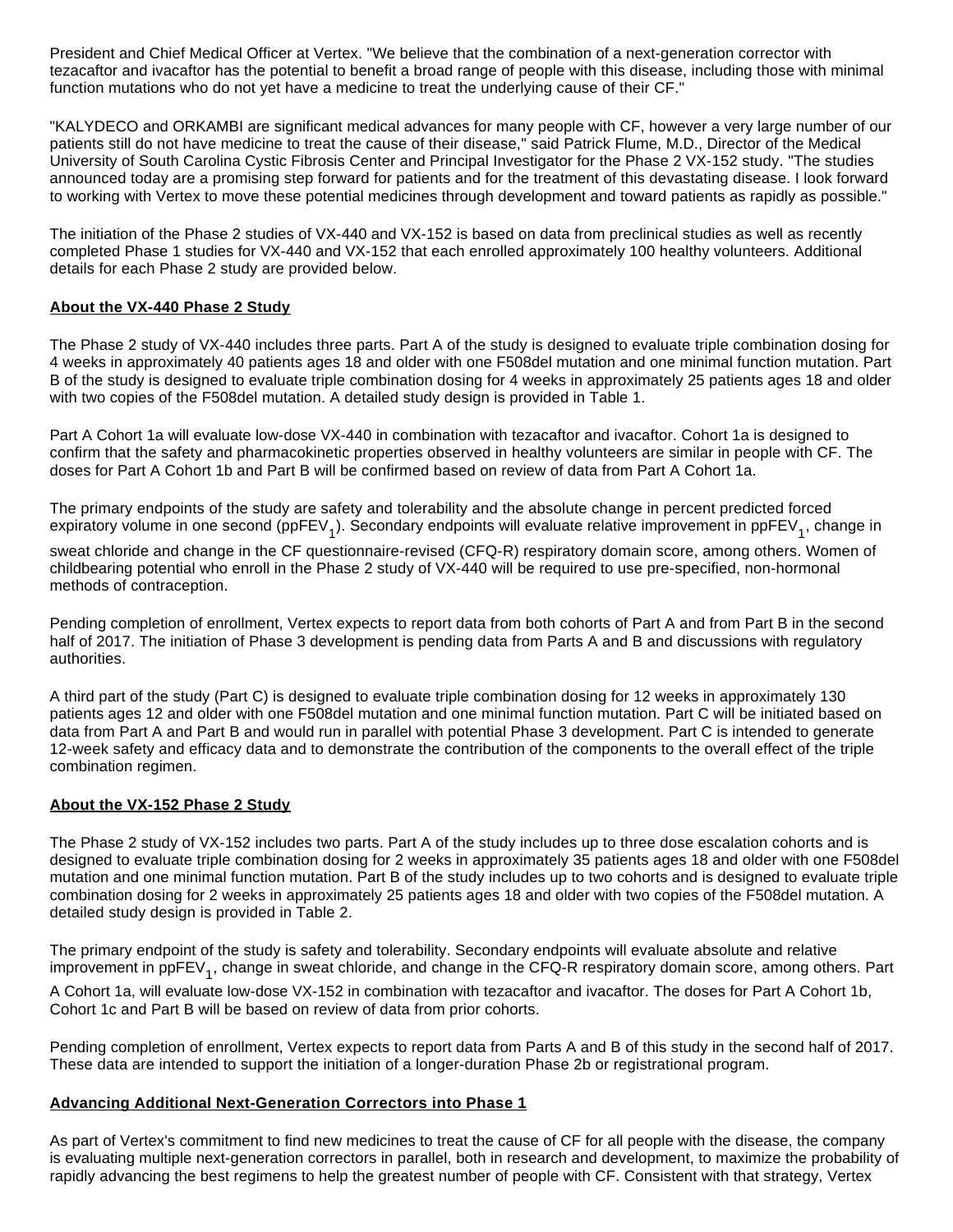President and Chief Medical Officer at Vertex. "We believe that the combination of a next-generation corrector with tezacaftor and ivacaftor has the potential to benefit a broad range of people with this disease, including those with minimal function mutations who do not yet have a medicine to treat the underlying cause of their CF."

"KALYDECO and ORKAMBI are significant medical advances for many people with CF, however a very large number of our patients still do not have medicine to treat the cause of their disease," said Patrick Flume, M.D., Director of the Medical University of South Carolina Cystic Fibrosis Center and Principal Investigator for the Phase 2 VX-152 study. "The studies announced today are a promising step forward for patients and for the treatment of this devastating disease. I look forward to working with Vertex to move these potential medicines through development and toward patients as rapidly as possible."

The initiation of the Phase 2 studies of VX-440 and VX-152 is based on data from preclinical studies as well as recently completed Phase 1 studies for VX-440 and VX-152 that each enrolled approximately 100 healthy volunteers. Additional details for each Phase 2 study are provided below.

### About the VX-440 Phase 2 Study

The Phase 2 study of VX-440 includes three parts. Part A of the study is designed to evaluate triple combination dosing for 4 weeks in approximately 40 patients ages 18 and older with one F508del mutation and one minimal function mutation. Part B of the study is designed to evaluate triple combination dosing for 4 weeks in approximately 25 patients ages 18 and older with two copies of the F508del mutation. A detailed study design is provided in Table 1.

Part A Cohort 1a will evaluate low-dose VX-440 in combination with tezacaftor and ivacaftor. Cohort 1a is designed to confirm that the safety and pharmacokinetic properties observed in healthy volunteers are similar in people with CF. The doses for Part A Cohort 1b and Part B will be confirmed based on review of data from Part A Cohort 1a.

The primary endpoints of the study are safety and tolerability and the absolute change in percent predicted forced expiratory volume in one second (ppFEV$_1$). Secondary endpoints will evaluate relative improvement in ppFEV$_1$, change in sweat chloride and change in the CF questionnaire-revised (CFQ-R) respiratory domain score, among others. Women of childbearing potential who enroll in the Phase 2 study of VX-440 will be required to use pre-specified, non-hormonal methods of contraception.

Pending completion of enrollment, Vertex expects to report data from both cohorts of Part A and from Part B in the second half of 2017. The initiation of Phase 3 development is pending data from Parts A and B and discussions with regulatory authorities.

A third part of the study (Part C) is designed to evaluate triple combination dosing for 12 weeks in approximately 130 patients ages 12 and older with one F508del mutation and one minimal function mutation. Part C will be initiated based on data from Part A and Part B and would run in parallel with potential Phase 3 development. Part C is intended to generate 12-week safety and efficacy data and to demonstrate the contribution of the components to the overall effect of the triple combination regimen.

### About the VX-152 Phase 2 Study

The Phase 2 study of VX-152 includes two parts. Part A of the study includes up to three dose escalation cohorts and is designed to evaluate triple combination dosing for 2 weeks in approximately 35 patients ages 18 and older with one F508del mutation and one minimal function mutation. Part B of the study includes up to two cohorts and is designed to evaluate triple combination dosing for 2 weeks in approximately 25 patients ages 18 and older with two copies of the F508del mutation. A detailed study design is provided in Table 2.

The primary endpoint of the study is safety and tolerability. Secondary endpoints will evaluate absolute and relative improvement in ppFEV$_1$, change in sweat chloride, and change in the CFQ-R respiratory domain score, among others. Part A Cohort 1a, will evaluate low-dose VX-152 in combination with tezacaftor and ivacaftor. The doses for Part A Cohort 1b, Cohort 1c and Part B will be based on review of data from prior cohorts.

Pending completion of enrollment, Vertex expects to report data from Parts A and B of this study in the second half of 2017. These data are intended to support the initiation of a longer-duration Phase 2b or registrational program.

### Advancing Additional Next-Generation Correctors into Phase 1

As part of Vertex's commitment to find new medicines to treat the cause of CF for all people with the disease, the company is evaluating multiple next-generation correctors in parallel, both in research and development, to maximize the probability of rapidly advancing the best regimens to help the greatest number of people with CF. Consistent with that strategy, Vertex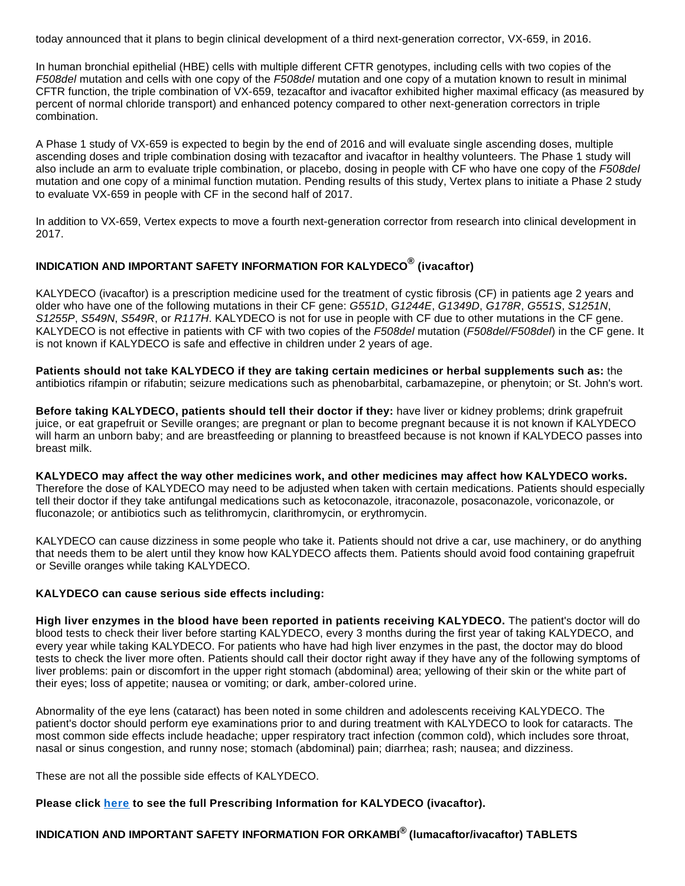today announced that it plans to begin clinical development of a third next-generation corrector, VX-659, in 2016.

In human bronchial epithelial (HBE) cells with multiple different CFTR genotypes, including cells with two copies of the *F508del* mutation and cells with one copy of the *F508del* mutation and one copy of a mutation known to result in minimal CFTR function, the triple combination of VX-659, tezacaftor and ivacaftor exhibited higher maximal efficacy (as measured by percent of normal chloride transport) and enhanced potency compared to other next-generation correctors in triple combination.

A Phase 1 study of VX-659 is expected to begin by the end of 2016 and will evaluate single ascending doses, multiple ascending doses and triple combination dosing with tezacaftor and ivacaftor in healthy volunteers. The Phase 1 study will also include an arm to evaluate triple combination, or placebo, dosing in people with CF who have one copy of the *F508del* mutation and one copy of a minimal function mutation. Pending results of this study, Vertex plans to initiate a Phase 2 study to evaluate VX-659 in people with CF in the second half of 2017.

In addition to VX-659, Vertex expects to move a fourth next-generation corrector from research into clinical development in 2017.

## INDICATION AND IMPORTANT SAFETY INFORMATION FOR KALYDECO® (ivacaftor)

KALYDECO (ivacaftor) is a prescription medicine used for the treatment of cystic fibrosis (CF) in patients age 2 years and older who have one of the following mutations in their CF gene: *G551D*, *G1244E*, *G1349D*, *G178R*, *G551S*, *S1251N*, *S1255P*, *S549N*, *S549R*, or *R117H*. KALYDECO is not for use in people with CF due to other mutations in the CF gene. KALYDECO is not effective in patients with CF with two copies of the *F508del* mutation (*F508del/F508del*) in the CF gene. It is not known if KALYDECO is safe and effective in children under 2 years of age.

**Patients should not take KALYDECO if they are taking certain medicines or herbal supplements such as:** the antibiotics rifampin or rifabutin; seizure medications such as phenobarbital, carbamazepine, or phenytoin; or St. John's wort.

**Before taking KALYDECO, patients should tell their doctor if they:** have liver or kidney problems; drink grapefruit juice, or eat grapefruit or Seville oranges; are pregnant or plan to become pregnant because it is not known if KALYDECO will harm an unborn baby; and are breastfeeding or planning to breastfeed because is not known if KALYDECO passes into breast milk.

**KALYDECO may affect the way other medicines work, and other medicines may affect how KALYDECO works.** Therefore the dose of KALYDECO may need to be adjusted when taken with certain medications. Patients should especially tell their doctor if they take antifungal medications such as ketoconazole, itraconazole, posaconazole, voriconazole, or fluconazole; or antibiotics such as telithromycin, clarithromycin, or erythromycin.

KALYDECO can cause dizziness in some people who take it. Patients should not drive a car, use machinery, or do anything that needs them to be alert until they know how KALYDECO affects them. Patients should avoid food containing grapefruit or Seville oranges while taking KALYDECO.

**KALYDECO can cause serious side effects including:**

**High liver enzymes in the blood have been reported in patients receiving KALYDECO.** The patient's doctor will do blood tests to check their liver before starting KALYDECO, every 3 months during the first year of taking KALYDECO, and every year while taking KALYDECO. For patients who have had high liver enzymes in the past, the doctor may do blood tests to check the liver more often. Patients should call their doctor right away if they have any of the following symptoms of liver problems: pain or discomfort in the upper right stomach (abdominal) area; yellowing of their skin or the white part of their eyes; loss of appetite; nausea or vomiting; or dark, amber-colored urine.

Abnormality of the eye lens (cataract) has been noted in some children and adolescents receiving KALYDECO. The patient's doctor should perform eye examinations prior to and during treatment with KALYDECO to look for cataracts. The most common side effects include headache; upper respiratory tract infection (common cold), which includes sore throat, nasal or sinus congestion, and runny nose; stomach (abdominal) pain; diarrhea; rash; nausea; and dizziness.

These are not all the possible side effects of KALYDECO.

**Please click here to see the full Prescribing Information for KALYDECO (ivacaftor).**

## INDICATION AND IMPORTANT SAFETY INFORMATION FOR ORKAMBI® (lumacaftor/ivacaftor) TABLETS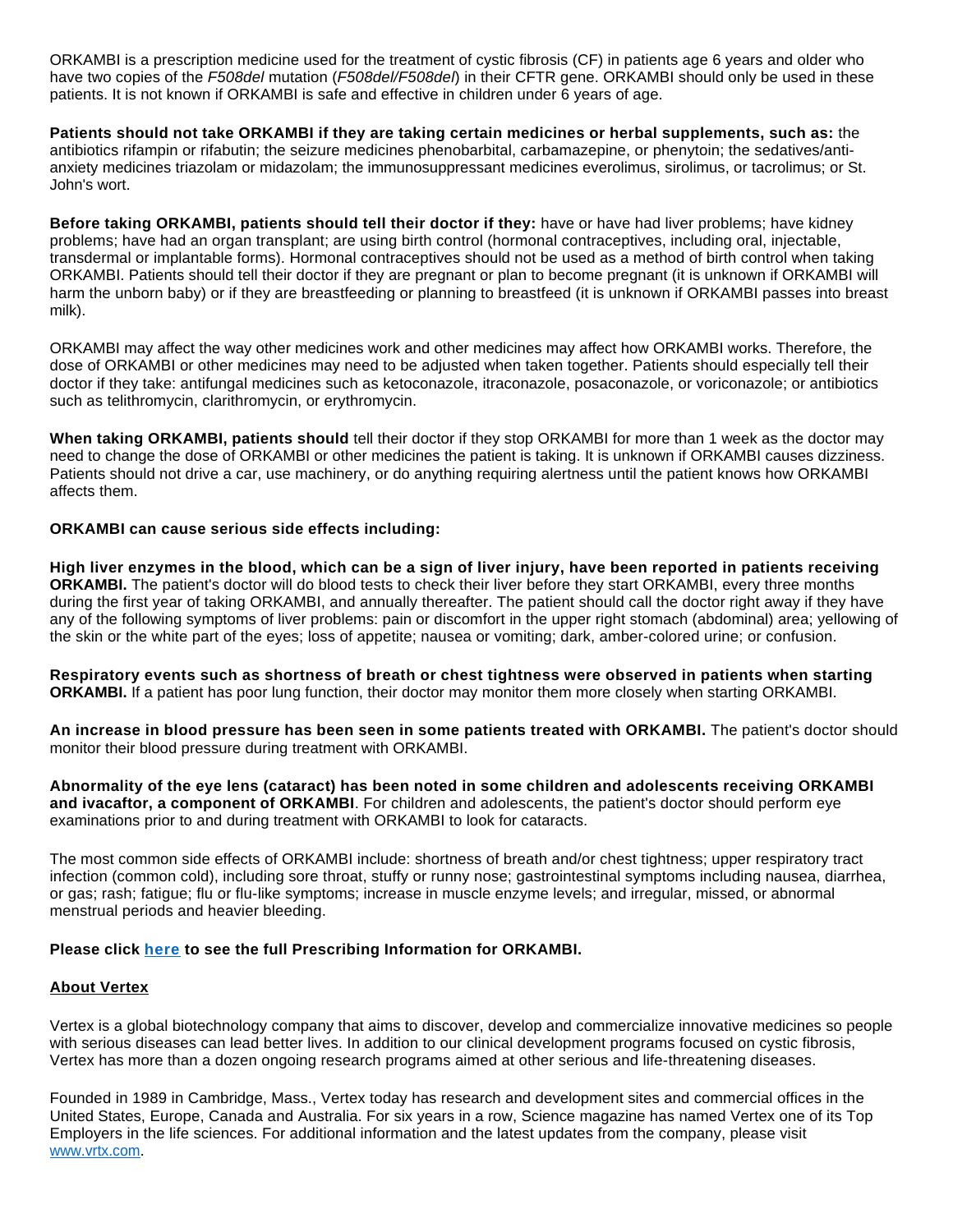ORKAMBI is a prescription medicine used for the treatment of cystic fibrosis (CF) in patients age 6 years and older who have two copies of the *F508del* mutation (*F508del/F508del*) in their CFTR gene. ORKAMBI should only be used in these patients. It is not known if ORKAMBI is safe and effective in children under 6 years of age.

**Patients should not take ORKAMBI if they are taking certain medicines or herbal supplements, such as:** the antibiotics rifampin or rifabutin; the seizure medicines phenobarbital, carbamazepine, or phenytoin; the sedatives/anti-anxiety medicines triazolam or midazolam; the immunosuppressant medicines everolimus, sirolimus, or tacrolimus; or St. John's wort.

**Before taking ORKAMBI, patients should tell their doctor if they:** have or have had liver problems; have kidney problems; have had an organ transplant; are using birth control (hormonal contraceptives, including oral, injectable, transdermal or implantable forms). Hormonal contraceptives should not be used as a method of birth control when taking ORKAMBI. Patients should tell their doctor if they are pregnant or plan to become pregnant (it is unknown if ORKAMBI will harm the unborn baby) or if they are breastfeeding or planning to breastfeed (it is unknown if ORKAMBI passes into breast milk).

ORKAMBI may affect the way other medicines work and other medicines may affect how ORKAMBI works. Therefore, the dose of ORKAMBI or other medicines may need to be adjusted when taken together. Patients should especially tell their doctor if they take: antifungal medicines such as ketoconazole, itraconazole, posaconazole, or voriconazole; or antibiotics such as telithromycin, clarithromycin, or erythromycin.

**When taking ORKAMBI, patients should** tell their doctor if they stop ORKAMBI for more than 1 week as the doctor may need to change the dose of ORKAMBI or other medicines the patient is taking. It is unknown if ORKAMBI causes dizziness. Patients should not drive a car, use machinery, or do anything requiring alertness until the patient knows how ORKAMBI affects them.

**ORKAMBI can cause serious side effects including:**

**High liver enzymes in the blood, which can be a sign of liver injury, have been reported in patients receiving ORKAMBI.** The patient's doctor will do blood tests to check their liver before they start ORKAMBI, every three months during the first year of taking ORKAMBI, and annually thereafter. The patient should call the doctor right away if they have any of the following symptoms of liver problems: pain or discomfort in the upper right stomach (abdominal) area; yellowing of the skin or the white part of the eyes; loss of appetite; nausea or vomiting; dark, amber-colored urine; or confusion.

**Respiratory events such as shortness of breath or chest tightness were observed in patients when starting ORKAMBI.** If a patient has poor lung function, their doctor may monitor them more closely when starting ORKAMBI.

**An increase in blood pressure has been seen in some patients treated with ORKAMBI.** The patient's doctor should monitor their blood pressure during treatment with ORKAMBI.

**Abnormality of the eye lens (cataract) has been noted in some children and adolescents receiving ORKAMBI and ivacaftor, a component of ORKAMBI**. For children and adolescents, the patient's doctor should perform eye examinations prior to and during treatment with ORKAMBI to look for cataracts.

The most common side effects of ORKAMBI include: shortness of breath and/or chest tightness; upper respiratory tract infection (common cold), including sore throat, stuffy or runny nose; gastrointestinal symptoms including nausea, diarrhea, or gas; rash; fatigue; flu or flu-like symptoms; increase in muscle enzyme levels; and irregular, missed, or abnormal menstrual periods and heavier bleeding.

**Please click here to see the full Prescribing Information for ORKAMBI.**

## About Vertex

Vertex is a global biotechnology company that aims to discover, develop and commercialize innovative medicines so people with serious diseases can lead better lives. In addition to our clinical development programs focused on cystic fibrosis, Vertex has more than a dozen ongoing research programs aimed at other serious and life-threatening diseases.

Founded in 1989 in Cambridge, Mass., Vertex today has research and development sites and commercial offices in the United States, Europe, Canada and Australia. For six years in a row, Science magazine has named Vertex one of its Top Employers in the life sciences. For additional information and the latest updates from the company, please visit www.vrtx.com.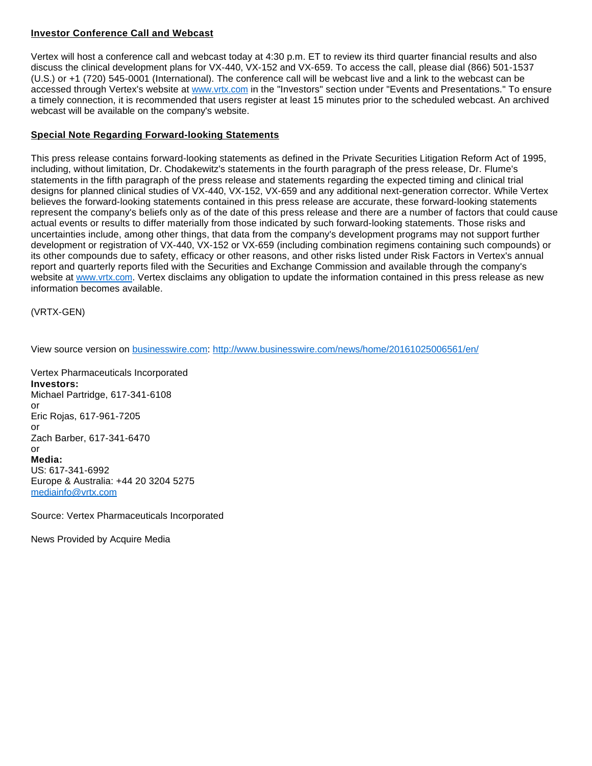**Investor Conference Call and Webcast**

Vertex will host a conference call and webcast today at 4:30 p.m. ET to review its third quarter financial results and also discuss the clinical development plans for VX-440, VX-152 and VX-659. To access the call, please dial (866) 501-1537 (U.S.) or +1 (720) 545-0001 (International). The conference call will be webcast live and a link to the webcast can be accessed through Vertex's website at www.vrtx.com in the "Investors" section under "Events and Presentations." To ensure a timely connection, it is recommended that users register at least 15 minutes prior to the scheduled webcast. An archived webcast will be available on the company's website.

**Special Note Regarding Forward-looking Statements**

This press release contains forward-looking statements as defined in the Private Securities Litigation Reform Act of 1995, including, without limitation, Dr. Chodakewitz's statements in the fourth paragraph of the press release, Dr. Flume's statements in the fifth paragraph of the press release and statements regarding the expected timing and clinical trial designs for planned clinical studies of VX-440, VX-152, VX-659 and any additional next-generation corrector. While Vertex believes the forward-looking statements contained in this press release are accurate, these forward-looking statements represent the company's beliefs only as of the date of this press release and there are a number of factors that could cause actual events or results to differ materially from those indicated by such forward-looking statements. Those risks and uncertainties include, among other things, that data from the company's development programs may not support further development or registration of VX-440, VX-152 or VX-659 (including combination regimens containing such compounds) or its other compounds due to safety, efficacy or other reasons, and other risks listed under Risk Factors in Vertex's annual report and quarterly reports filed with the Securities and Exchange Commission and available through the company's website at www.vrtx.com. Vertex disclaims any obligation to update the information contained in this press release as new information becomes available.

(VRTX-GEN)

View source version on businesswire.com: http://www.businesswire.com/news/home/20161025006561/en/

Vertex Pharmaceuticals Incorporated
**Investors:**
Michael Partridge, 617-341-6108
or
Eric Rojas, 617-961-7205
or
Zach Barber, 617-341-6470
or
**Media:**
US: 617-341-6992
Europe & Australia: +44 20 3204 5275
mediainfo@vrtx.com

Source: Vertex Pharmaceuticals Incorporated

News Provided by Acquire Media